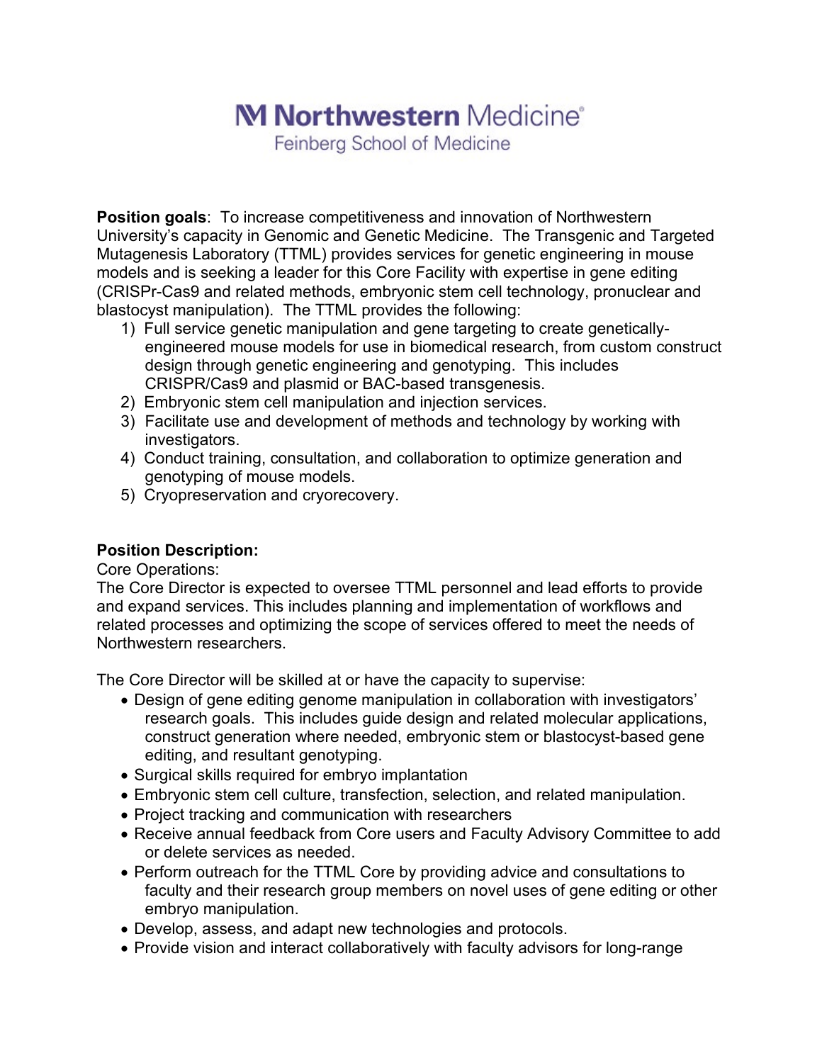# Northwestern Medicine

Feinberg School of Medicine

**Position goals**: To increase competitiveness and innovation of Northwestern University's capacity in Genomic and Genetic Medicine. The Transgenic and Targeted Mutagenesis Laboratory (TTML) provides services for genetic engineering in mouse models and is seeking a leader for this Core Facility with expertise in gene editing (CRISPr-Cas9 and related methods, embryonic stem cell technology, pronuclear and blastocyst manipulation). The TTML provides the following:

1) Full service genetic manipulation and gene targeting to create genetically-engineered mouse models for use in biomedical research, from custom construct design through genetic engineering and genotyping. This includes CRISPR/Cas9 and plasmid or BAC-based transgenesis.
2) Embryonic stem cell manipulation and injection services.
3) Facilitate use and development of methods and technology by working with investigators.
4) Conduct training, consultation, and collaboration to optimize generation and genotyping of mouse models.
5) Cryopreservation and cryorecovery.

**Position Description:**

Core Operations:

The Core Director is expected to oversee TTML personnel and lead efforts to provide and expand services. This includes planning and implementation of workflows and related processes and optimizing the scope of services offered to meet the needs of Northwestern researchers.

The Core Director will be skilled at or have the capacity to supervise:

- Design of gene editing genome manipulation in collaboration with investigators' research goals. This includes guide design and related molecular applications, construct generation where needed, embryonic stem or blastocyst-based gene editing, and resultant genotyping.
- Surgical skills required for embryo implantation
- Embryonic stem cell culture, transfection, selection, and related manipulation.
- Project tracking and communication with researchers
- Receive annual feedback from Core users and Faculty Advisory Committee to add or delete services as needed.
- Perform outreach for the TTML Core by providing advice and consultations to faculty and their research group members on novel uses of gene editing or other embryo manipulation.
- Develop, assess, and adapt new technologies and protocols.
- Provide vision and interact collaboratively with faculty advisors for long-range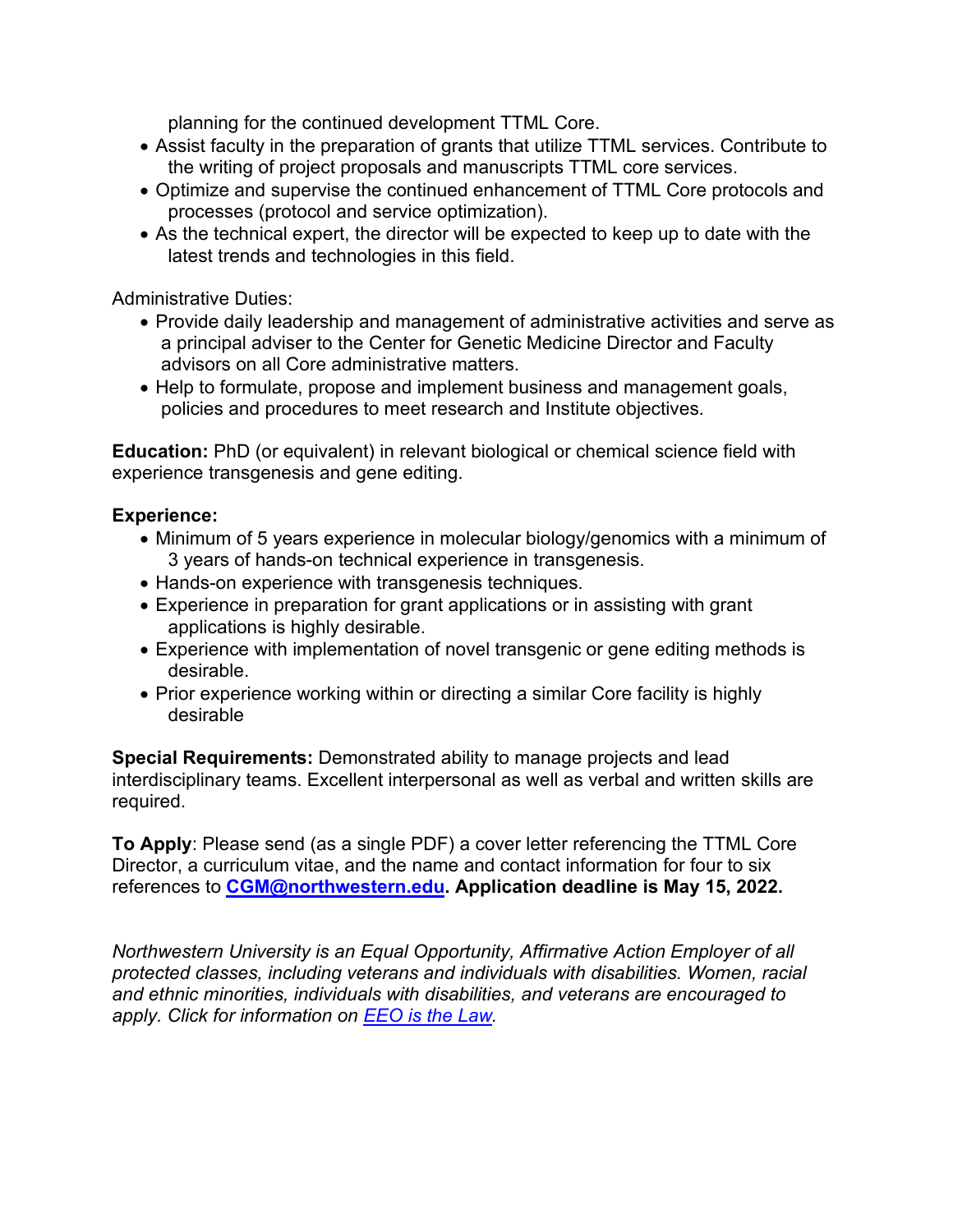planning for the continued development TTML Core.

- Assist faculty in the preparation of grants that utilize TTML services. Contribute to the writing of project proposals and manuscripts TTML core services.
- Optimize and supervise the continued enhancement of TTML Core protocols and processes (protocol and service optimization).
- As the technical expert, the director will be expected to keep up to date with the latest trends and technologies in this field.

Administrative Duties:

- Provide daily leadership and management of administrative activities and serve as a principal adviser to the Center for Genetic Medicine Director and Faculty advisors on all Core administrative matters.
- Help to formulate, propose and implement business and management goals, policies and procedures to meet research and Institute objectives.

**Education:** PhD (or equivalent) in relevant biological or chemical science field with experience transgenesis and gene editing.

**Experience:**

- Minimum of 5 years experience in molecular biology/genomics with a minimum of 3 years of hands-on technical experience in transgenesis.
- Hands-on experience with transgenesis techniques.
- Experience in preparation for grant applications or in assisting with grant applications is highly desirable.
- Experience with implementation of novel transgenic or gene editing methods is desirable.
- Prior experience working within or directing a similar Core facility is highly desirable

**Special Requirements:** Demonstrated ability to manage projects and lead interdisciplinary teams. Excellent interpersonal as well as verbal and written skills are required.

**To Apply**: Please send (as a single PDF) a cover letter referencing the TTML Core Director, a curriculum vitae, and the name and contact information for four to six references to **CGM@northwestern.edu**. **Application deadline is May 15, 2022.**

*Northwestern University is an Equal Opportunity, Affirmative Action Employer of all protected classes, including veterans and individuals with disabilities. Women, racial and ethnic minorities, individuals with disabilities, and veterans are encouraged to apply. Click for information on EEO is the Law.*